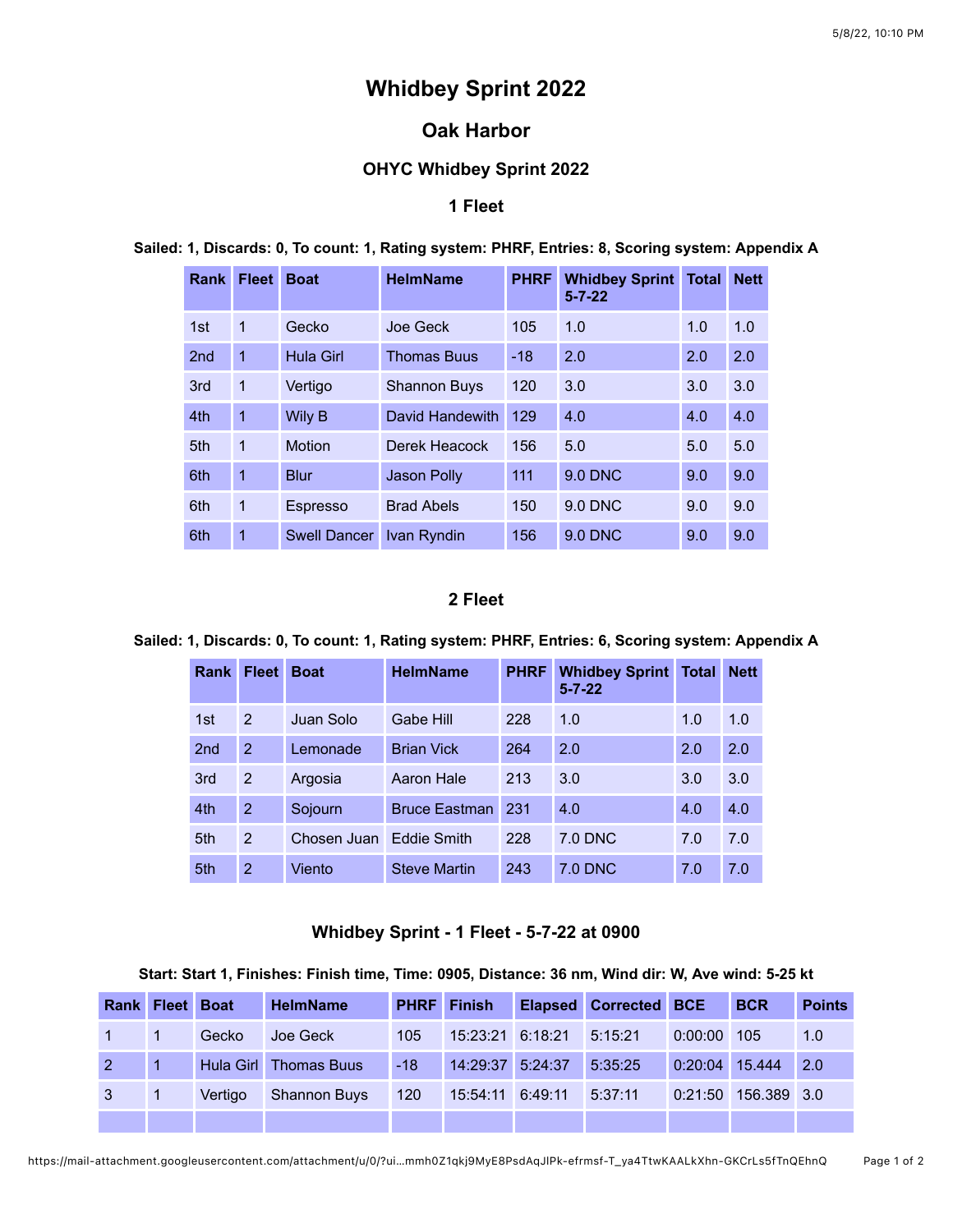# Whidbey Sprint 2022

## Oak Harbor

### OHYC Whidbey Sprint 2022

### 1 Fleet

**Sailed: 1, Discards: 0, To count: 1, Rating system: PHRF, Entries: 8, Scoring system: Appendix A**

| Rank | Fleet | Boat | HelmName | PHRF | Whidbey Sprint 5-7-22 | Total | Nett |
|---|---|---|---|---|---|---|---|
| 1st | 1 | Gecko | Joe Geck | 105 | 1.0 | 1.0 | 1.0 |
| 2nd | 1 | Hula Girl | Thomas Buus | -18 | 2.0 | 2.0 | 2.0 |
| 3rd | 1 | Vertigo | Shannon Buys | 120 | 3.0 | 3.0 | 3.0 |
| 4th | 1 | Wily B | David Handewith | 129 | 4.0 | 4.0 | 4.0 |
| 5th | 1 | Motion | Derek Heacock | 156 | 5.0 | 5.0 | 5.0 |
| 6th | 1 | Blur | Jason Polly | 111 | 9.0 DNC | 9.0 | 9.0 |
| 6th | 1 | Espresso | Brad Abels | 150 | 9.0 DNC | 9.0 | 9.0 |
| 6th | 1 | Swell Dancer | Ivan Ryndin | 156 | 9.0 DNC | 9.0 | 9.0 |

### 2 Fleet

**Sailed: 1, Discards: 0, To count: 1, Rating system: PHRF, Entries: 6, Scoring system: Appendix A**

| Rank | Fleet | Boat | HelmName | PHRF | Whidbey Sprint 5-7-22 | Total | Nett |
|---|---|---|---|---|---|---|---|
| 1st | 2 | Juan Solo | Gabe Hill | 228 | 1.0 | 1.0 | 1.0 |
| 2nd | 2 | Lemonade | Brian Vick | 264 | 2.0 | 2.0 | 2.0 |
| 3rd | 2 | Argosia | Aaron Hale | 213 | 3.0 | 3.0 | 3.0 |
| 4th | 2 | Sojourn | Bruce Eastman | 231 | 4.0 | 4.0 | 4.0 |
| 5th | 2 | Chosen Juan | Eddie Smith | 228 | 7.0 DNC | 7.0 | 7.0 |
| 5th | 2 | Viento | Steve Martin | 243 | 7.0 DNC | 7.0 | 7.0 |

### Whidbey Sprint - 1 Fleet - 5-7-22 at 0900

**Start: Start 1, Finishes: Finish time, Time: 0905, Distance: 36 nm, Wind dir: W, Ave wind: 5-25 kt**

| Rank | Fleet | Boat | HelmName | PHRF | Finish | Elapsed | Corrected | BCE | BCR | Points |
|---|---|---|---|---|---|---|---|---|---|---|
| 1 | 1 | Gecko | Joe Geck | 105 | 15:23:21 | 6:18:21 | 5:15:21 | 0:00:00 | 105 | 1.0 |
| 2 | 1 | Hula Girl | Thomas Buus | -18 | 14:29:37 | 5:24:37 | 5:35:25 | 0:20:04 | 15.444 | 2.0 |
| 3 | 1 | Vertigo | Shannon Buys | 120 | 15:54:11 | 6:49:11 | 5:37:11 | 0:21:50 | 156.389 | 3.0 |
| | | | | | | | | | | |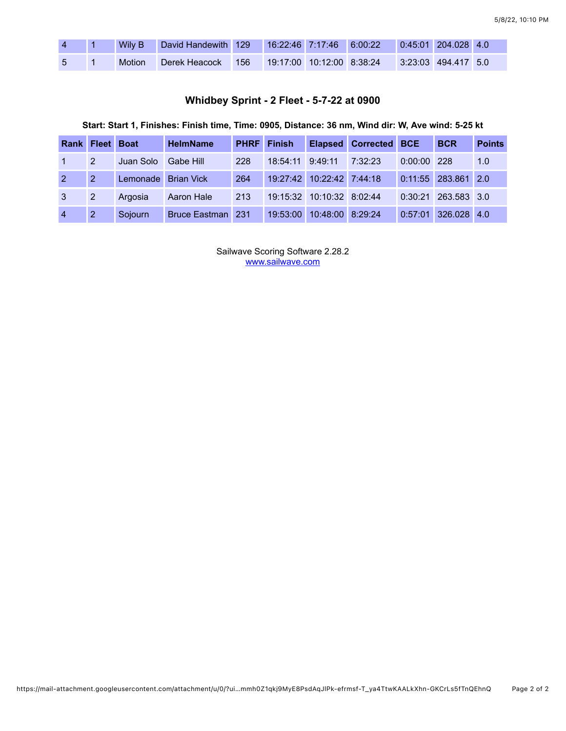| | | | | | | | | | | |
|---|---|---|---|---|---|---|---|---|---|---|
| 4 | 1 | Wily B | David Handewith | 129 | 16:22:46 | 7:17:46 | 6:00:22 | 0:45:01 | 204.028 | 4.0 |
| 5 | 1 | Motion | Derek Heacock | 156 | 19:17:00 | 10:12:00 | 8:38:24 | 3:23:03 | 494.417 | 5.0 |

### Whidbey Sprint - 2 Fleet - 5-7-22 at 0900

**Start: Start 1, Finishes: Finish time, Time: 0905, Distance: 36 nm, Wind dir: W, Ave wind: 5-25 kt**

| Rank | Fleet | Boat | HelmName | PHRF | Finish | Elapsed | Corrected | BCE | BCR | Points |
|---|---|---|---|---|---|---|---|---|---|---|
| 1 | 2 | Juan Solo | Gabe Hill | 228 | 18:54:11 | 9:49:11 | 7:32:23 | 0:00:00 | 228 | 1.0 |
| 2 | 2 | Lemonade | Brian Vick | 264 | 19:27:42 | 10:22:42 | 7:44:18 | 0:11:55 | 283.861 | 2.0 |
| 3 | 2 | Argosia | Aaron Hale | 213 | 19:15:32 | 10:10:32 | 8:02:44 | 0:30:21 | 263.583 | 3.0 |
| 4 | 2 | Sojourn | Bruce Eastman | 231 | 19:53:00 | 10:48:00 | 8:29:24 | 0:57:01 | 326.028 | 4.0 |

Sailwave Scoring Software 2.28.2
www.sailwave.com